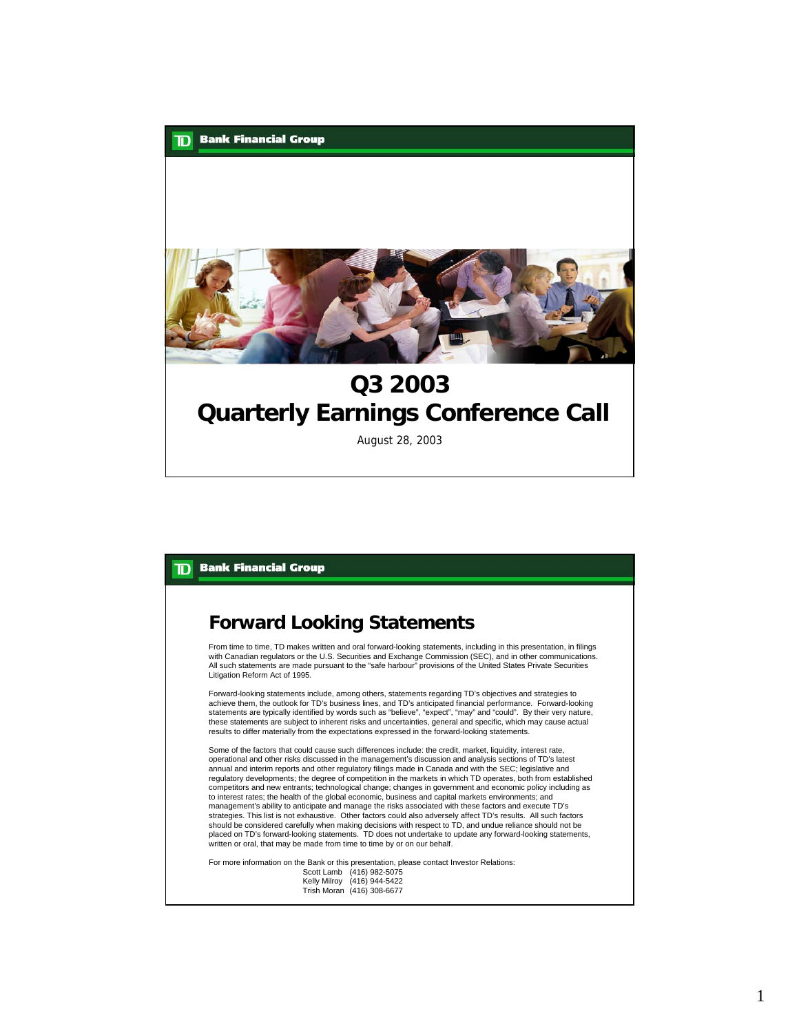TD Bank Financial Group

# Q3 2003
# Quarterly Earnings Conference Call

August 28, 2003

TD Bank Financial Group

## Forward Looking Statements

From time to time, TD makes written and oral forward-looking statements, including in this presentation, in filings with Canadian regulators or the U.S. Securities and Exchange Commission (SEC), and in other communications. All such statements are made pursuant to the "safe harbour" provisions of the United States Private Securities Litigation Reform Act of 1995.

Forward-looking statements include, among others, statements regarding TD's objectives and strategies to achieve them, the outlook for TD's business lines, and TD's anticipated financial performance. Forward-looking statements are typically identified by words such as "believe", "expect", "may" and "could". By their very nature, these statements are subject to inherent risks and uncertainties, general and specific, which may cause actual results to differ materially from the expectations expressed in the forward-looking statements.

Some of the factors that could cause such differences include: the credit, market, liquidity, interest rate, operational and other risks discussed in the management's discussion and analysis sections of TD's latest annual and interim reports and other regulatory filings made in Canada and with the SEC; legislative and regulatory developments; the degree of competition in the markets in which TD operates, both from established competitors and new entrants; technological change; changes in government and economic policy including as to interest rates; the health of the global economic, business and capital markets environments; and management's ability to anticipate and manage the risks associated with these factors and execute TD's strategies. This list is not exhaustive. Other factors could also adversely affect TD's results. All such factors should be considered carefully when making decisions with respect to TD, and undue reliance should not be placed on TD's forward-looking statements. TD does not undertake to update any forward-looking statements, written or oral, that may be made from time to time by or on our behalf.

For more information on the Bank or this presentation, please contact Investor Relations:

Scott Lamb (416) 982-5075
Kelly Milroy (416) 944-5422
Trish Moran (416) 308-6677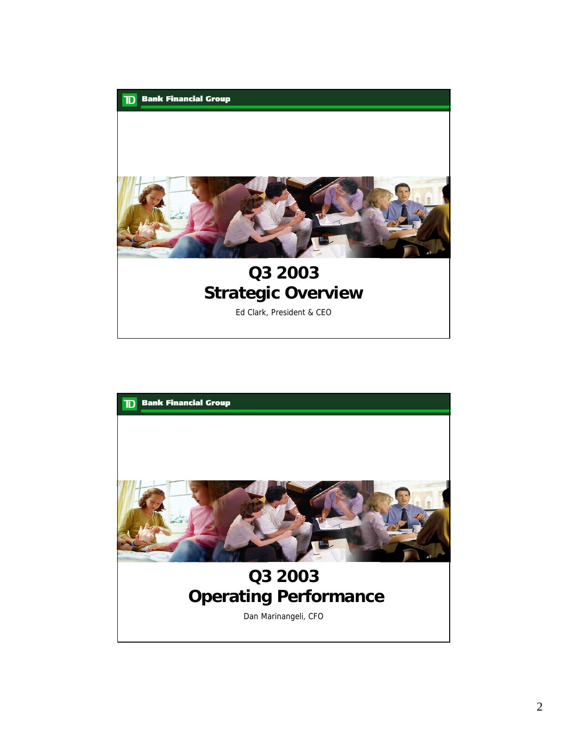TD Bank Financial Group

# Q3 2003
# Strategic Overview

Ed Clark, President & CEO

TD Bank Financial Group

# Q3 2003
# Operating Performance

Dan Marinangeli, CFO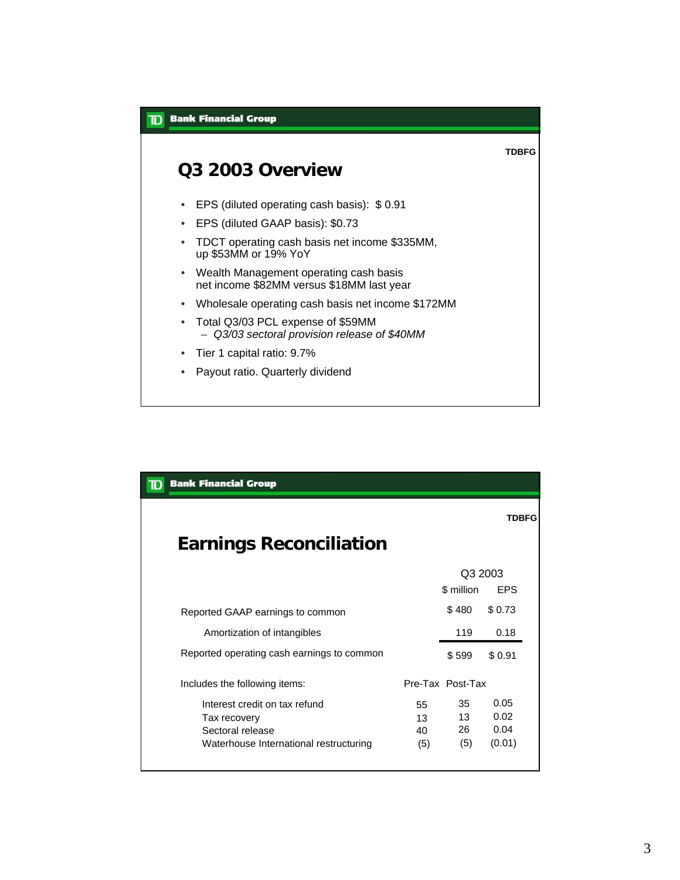TD Bank Financial Group

TDBFG

## Q3 2003 Overview

- EPS (diluted operating cash basis): $ 0.91
- EPS (diluted GAAP basis): $0.73
- TDCT operating cash basis net income $335MM, up $53MM or 19% YoY
- Wealth Management operating cash basis net income $82MM versus $18MM last year
- Wholesale operating cash basis net income $172MM
- Total Q3/03 PCL expense of $59MM
  - *Q3/03 sectoral provision release of $40MM*
- Tier 1 capital ratio: 9.7%
- Payout ratio. Quarterly dividend

TD Bank Financial Group

TDBFG

## Earnings Reconciliation

| | | Q3 2003 | |
|---|---|---|---|
| | | $ million | EPS |
| Reported GAAP earnings to common | | $ 480 | $ 0.73 |
| Amortization of intangibles | | 119 | 0.18 |
| Reported operating cash earnings to common | | $ 599 | $ 0.91 |
| Includes the following items: | Pre-Tax | Post-Tax | |
| Interest credit on tax refund | 55 | 35 | 0.05 |
| Tax recovery | 13 | 13 | 0.02 |
| Sectoral release | 40 | 26 | 0.04 |
| Waterhouse International restructuring | (5) | (5) | (0.01) |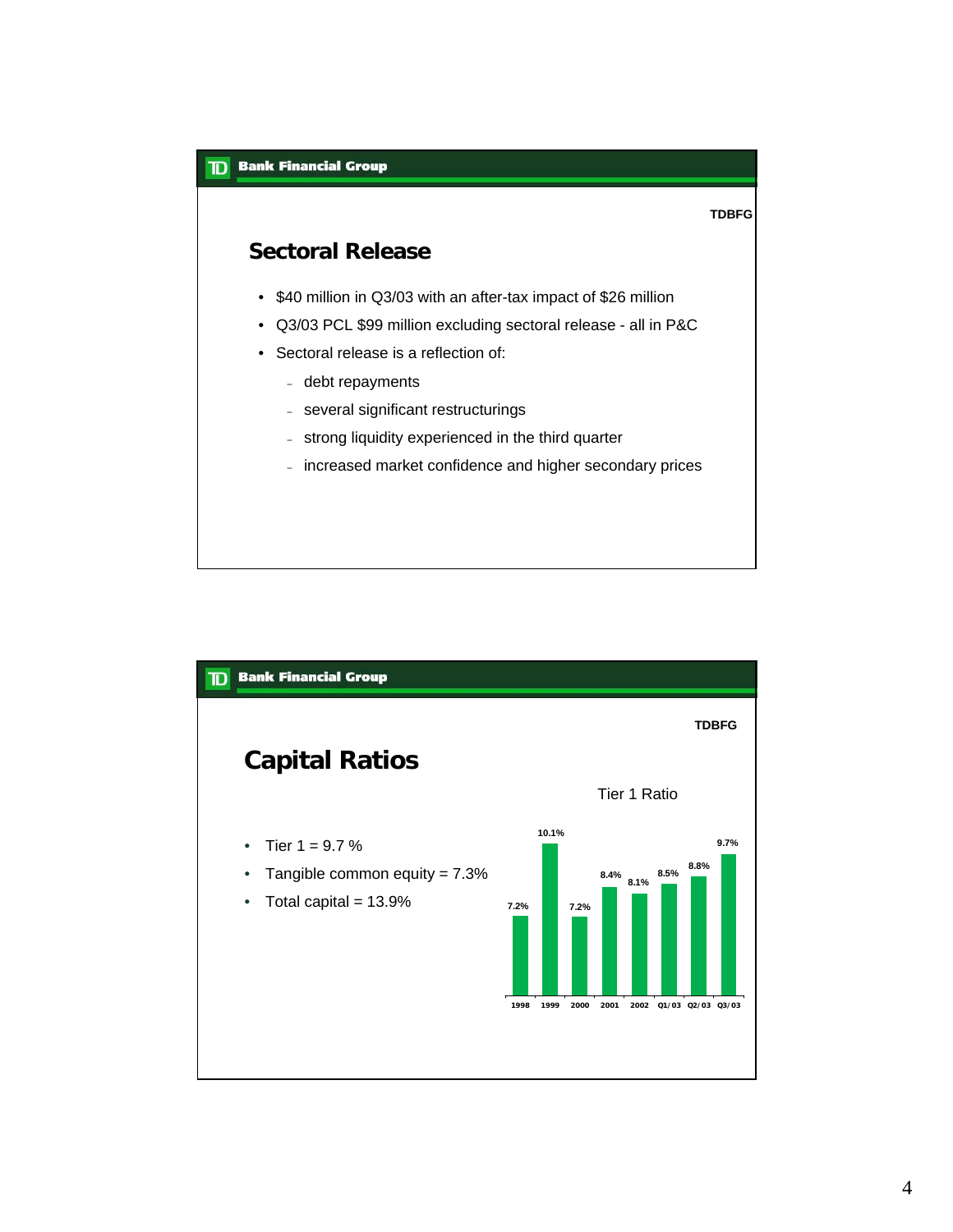TD Bank Financial Group

TDBFG

## Sectoral Release

- $40 million in Q3/03 with an after-tax impact of $26 million
- Q3/03 PCL $99 million excluding sectoral release - all in P&C
- Sectoral release is a reflection of:
  - debt repayments
  - several significant restructurings
  - strong liquidity experienced in the third quarter
  - increased market confidence and higher secondary prices

TD Bank Financial Group

TDBFG

## Capital Ratios

- Tier 1 = 9.7 %
- Tangible common equity = 7.3%
- Total capital = 13.9%

Tier 1 Ratio

| 1998 | 1999 | 2000 | 2001 | 2002 | Q1/03 | Q2/03 | Q3/03 |
|---|---|---|---|---|---|---|---|
| 7.2% | 10.1% | 7.2% | 8.4% | 8.1% | 8.5% | 8.8% | 9.7% |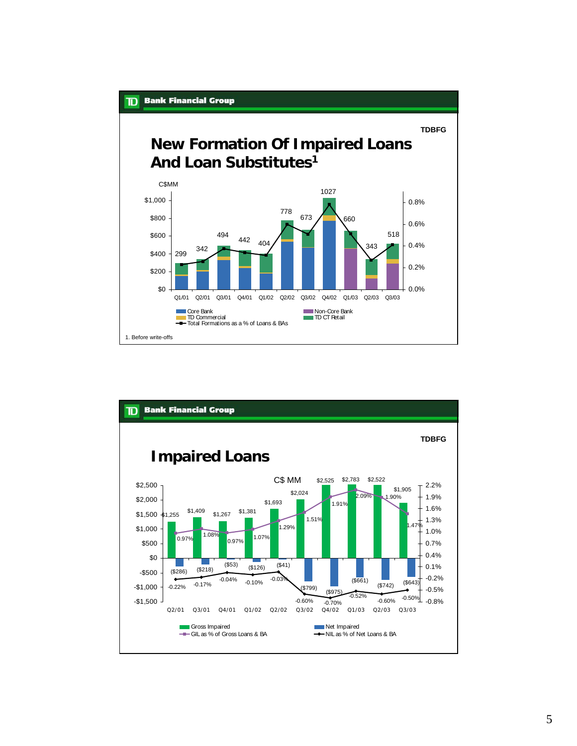TD Bank Financial Group

TDBFG

# New Formation Of Impaired Loans And Loan Substitutes[1]

C$MM

| Quarter | Q1/01 | Q2/01 | Q3/01 | Q4/01 | Q1/02 | Q2/02 | Q3/02 | Q4/02 | Q1/03 | Q2/03 | Q3/03 |
|---|---|---|---|---|---|---|---|---|---|---|---|
| Total | 299 | 342 | 494 | 442 | 404 | 778 | 673 | 1027 | 660 | 343 | 518 |

Core Bank | Non-Core Bank | TD Commercial | TD CT Retail | Total Formations as a % of Loans & BAs

1. Before write-offs

TD Bank Financial Group

TDBFG

# Impaired Loans

C$ MM

| Quarter | Q2/01 | Q3/01 | Q4/01 | Q1/02 | Q2/02 | Q3/02 | Q4/02 | Q1/03 | Q2/03 | Q3/03 |
|---|---|---|---|---|---|---|---|---|---|---|
| Gross Impaired | $1,255 | $1,409 | $1,267 | $1,381 | $1,693 | $2,024 | $2,525 | $2,783 | $2,522 | $1,905 |
| Net Impaired | ($286) | ($218) | ($53) | ($126) | ($41) | ($799) | ($975) | ($661) | ($742) | ($643) |
| GIL as % of Gross Loans & BA | 0.97% | 1.08% | 0.97% | 1.07% | 1.29% | 1.51% | 1.91% | 2.09% | 1.90% | 1.47% |
| NIL as % of Net Loans & BA | -0.22% | -0.17% | -0.04% | -0.10% | -0.03% | -0.60% | -0.70% | -0.52% | -0.60% | -0.50% |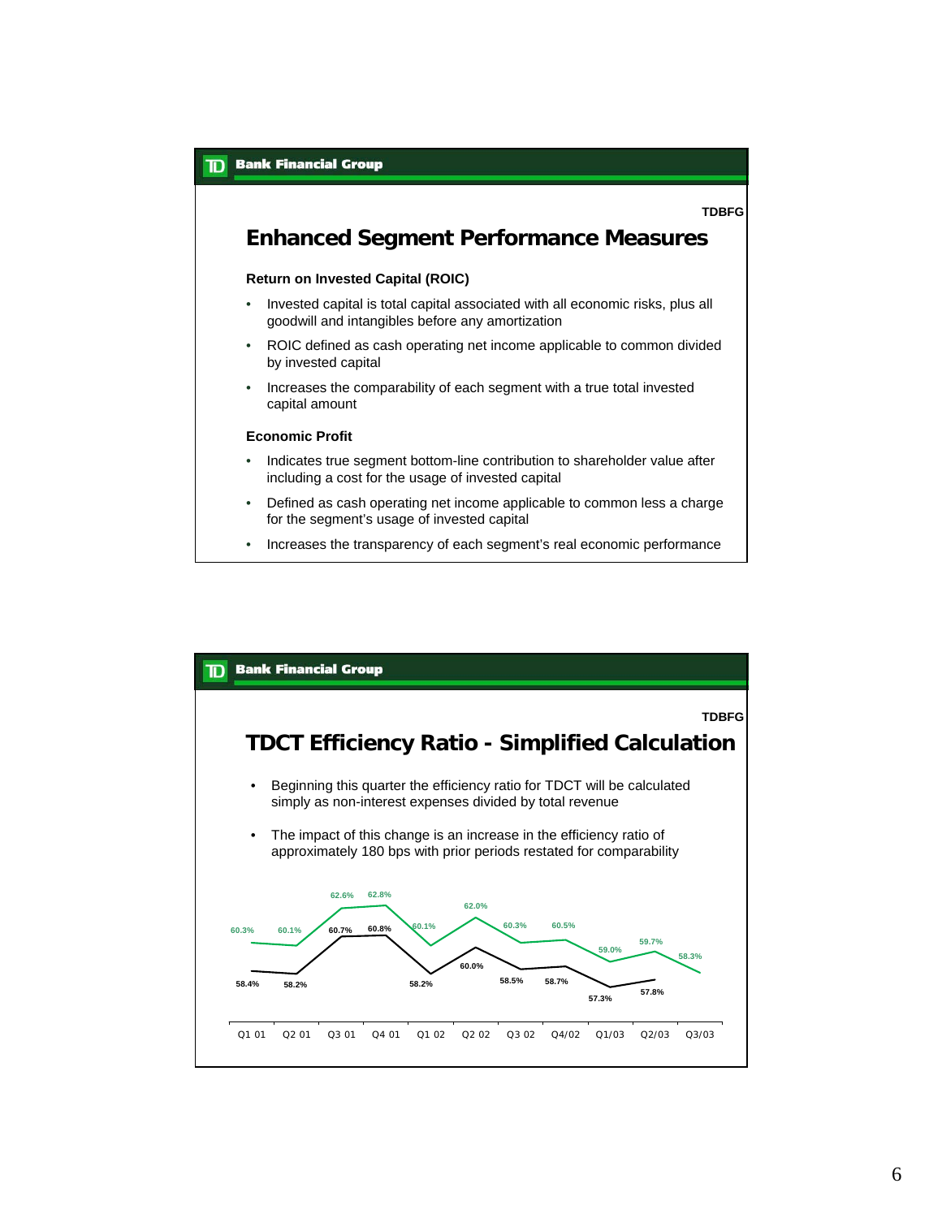## Enhanced Segment Performance Measures

TDBFG

**Return on Invested Capital (ROIC)**

- Invested capital is total capital associated with all economic risks, plus all goodwill and intangibles before any amortization
- ROIC defined as cash operating net income applicable to common divided by invested capital
- Increases the comparability of each segment with a true total invested capital amount

**Economic Profit**

- Indicates true segment bottom-line contribution to shareholder value after including a cost for the usage of invested capital
- Defined as cash operating net income applicable to common less a charge for the segment's usage of invested capital
- Increases the transparency of each segment's real economic performance

## TDCT Efficiency Ratio - Simplified Calculation

TDBFG

- Beginning this quarter the efficiency ratio for TDCT will be calculated simply as non-interest expenses divided by total revenue
- The impact of this change is an increase in the efficiency ratio of approximately 180 bps with prior periods restated for comparability

| | Q1 01 | Q2 01 | Q3 01 | Q4 01 | Q1 02 | Q2 02 | Q3 02 | Q4/02 | Q1/03 | Q2/03 | Q3/03 |
|---|---|---|---|---|---|---|---|---|---|---|---|
| Green line | 60.3% | 60.1% | 62.6% | 62.8% | 60.1% | 62.0% | 60.3% | 60.5% | 59.0% | 59.7% | 58.3% |
| Black line | 58.4% | 58.2% | 60.7% | 60.8% | 58.2% | 60.0% | 58.5% | 58.7% | 57.3% | 57.8% | |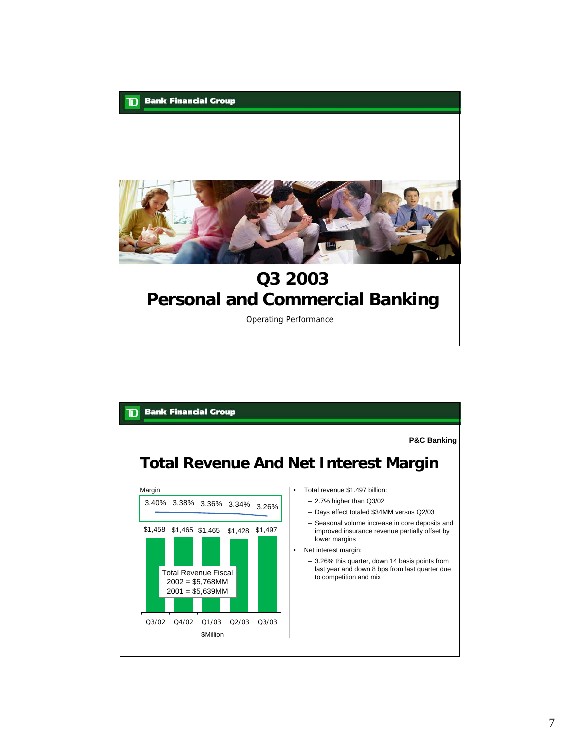# Q3 2003
# Personal and Commercial Banking

Operating Performance

---

P&C Banking

## Total Revenue And Net Interest Margin

Margin

| | Q3/02 | Q4/02 | Q1/03 | Q2/03 | Q3/03 |
|---|---|---|---|---|---|
| Margin | 3.40% | 3.38% | 3.36% | 3.34% | 3.26% |
| Total Revenue ($Million) | $1,458 | $1,465 | $1,465 | $1,428 | $1,497 |

Total Revenue Fiscal 2002 = $5,768MM
2001 = $5,639MM

$Million

- Total revenue $1.497 billion:
  - 2.7% higher than Q3/02
  - Days effect totaled $34MM versus Q2/03
  - Seasonal volume increase in core deposits and improved insurance revenue partially offset by lower margins
- Net interest margin:
  - 3.26% this quarter, down 14 basis points from last year and down 8 bps from last quarter due to competition and mix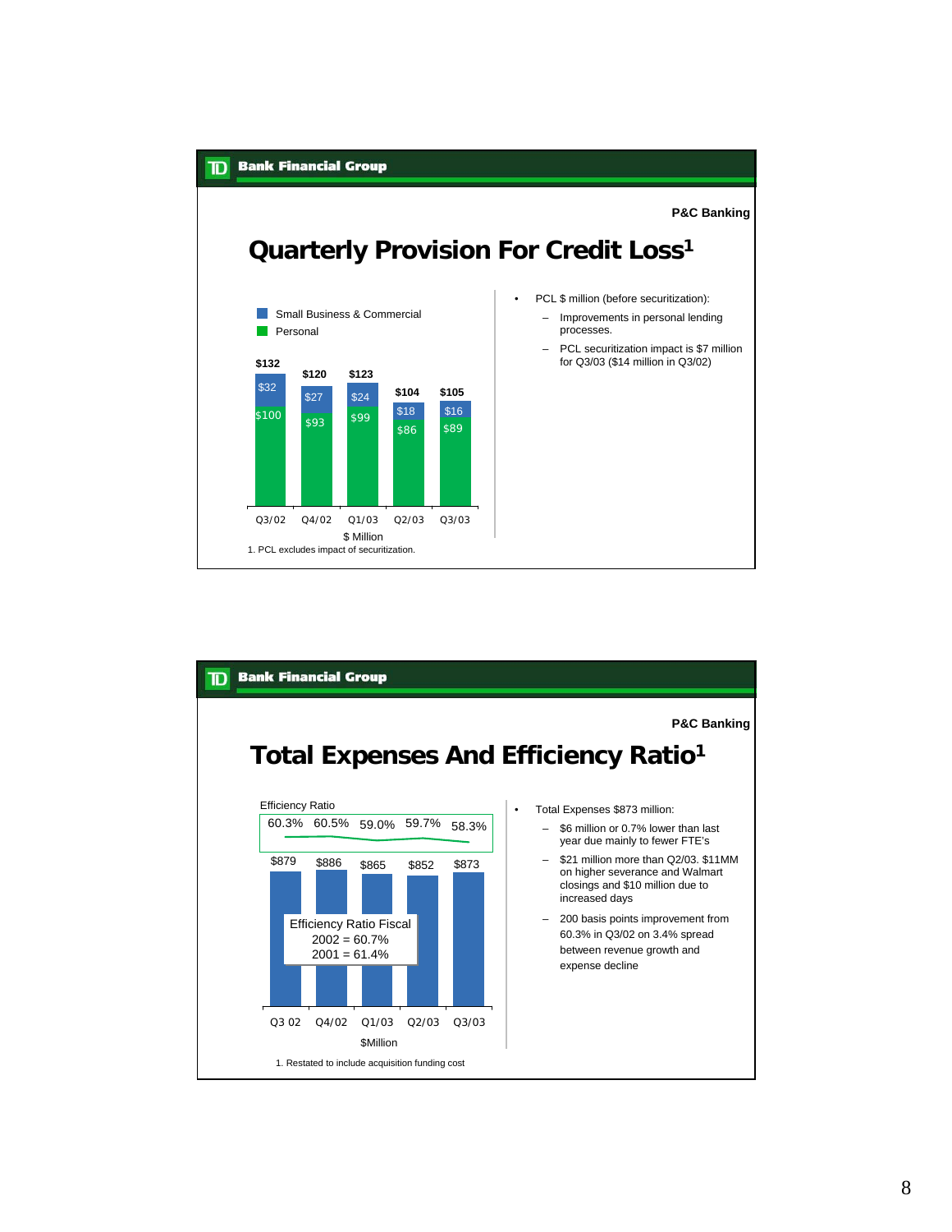## P&C Banking

# Quarterly Provision For Credit Loss[1]

| $ Million | Q3/02 | Q4/02 | Q1/03 | Q2/03 | Q3/03 |
|---|---|---|---|---|---|
| Small Business & Commercial | $32 | $27 | $24 | $18 | $16 |
| Personal | $100 | $93 | $99 | $86 | $89 |
| Total | $132 | $120 | $123 | $104 | $105 |

1. PCL excludes impact of securitization.

- PCL $ million (before securitization):
  - Improvements in personal lending processes.
  - PCL securitization impact is $7 million for Q3/03 ($14 million in Q3/02)

## P&C Banking

# Total Expenses And Efficiency Ratio[1]

| $Million | Q3 02 | Q4/02 | Q1/03 | Q2/03 | Q3/03 |
|---|---|---|---|---|---|
| Efficiency Ratio | 60.3% | 60.5% | 59.0% | 59.7% | 58.3% |
| Total Expenses | $879 | $886 | $865 | $852 | $873 |

Efficiency Ratio Fiscal
2002 = 60.7%
2001 = 61.4%

1. Restated to include acquisition funding cost

- Total Expenses $873 million:
  - $6 million or 0.7% lower than last year due mainly to fewer FTE's
  - $21 million more than Q2/03. $11MM on higher severance and Walmart closings and $10 million due to increased days
  - 200 basis points improvement from 60.3% in Q3/02 on 3.4% spread between revenue growth and expense decline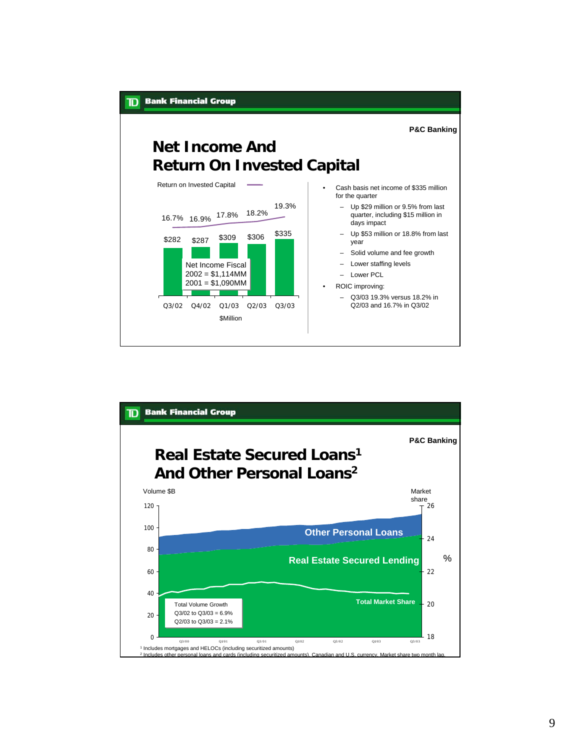P&C Banking

# Net Income And Return On Invested Capital

Return on Invested Capital

| | Q3/02 | Q4/02 | Q1/03 | Q2/03 | Q3/03 |
|---|---|---|---|---|---|
| Return on Invested Capital | 16.7% | 16.9% | 17.8% | 18.2% | 19.3% |
| Net Income ($Million) | $282 | $287 | $309 | $306 | $335 |

Net Income Fiscal
2002 = $1,114MM
2001 = $1,090MM

$Million

- Cash basis net income of $335 million for the quarter
  - Up $29 million or 9.5% from last quarter, including $15 million in days impact
  - Up $53 million or 18.8% from last year
  - Solid volume and fee growth
  - Lower staffing levels
  - Lower PCL
- ROIC improving:
  - Q3/03 19.3% versus 18.2% in Q2/03 and 16.7% in Q3/02

P&C Banking

# Real Estate Secured Loans[1] And Other Personal Loans[2]

Volume $B

Market share %

Other Personal Loans

Real Estate Secured Lending

Total Market Share

Total Volume Growth
Q3/02 to Q3/03 = 6.9%
Q2/03 to Q3/03 = 2.1%

Q3/00 Q1/01 Q3/01 Q1/02 Q3/02 Q1/03 Q3/03

[1] Includes mortgages and HELOCs (including securitized amounts)

[2] Includes other personal loans and cards (including securitized amounts). Canadian and U.S. currency. Market share two month lag.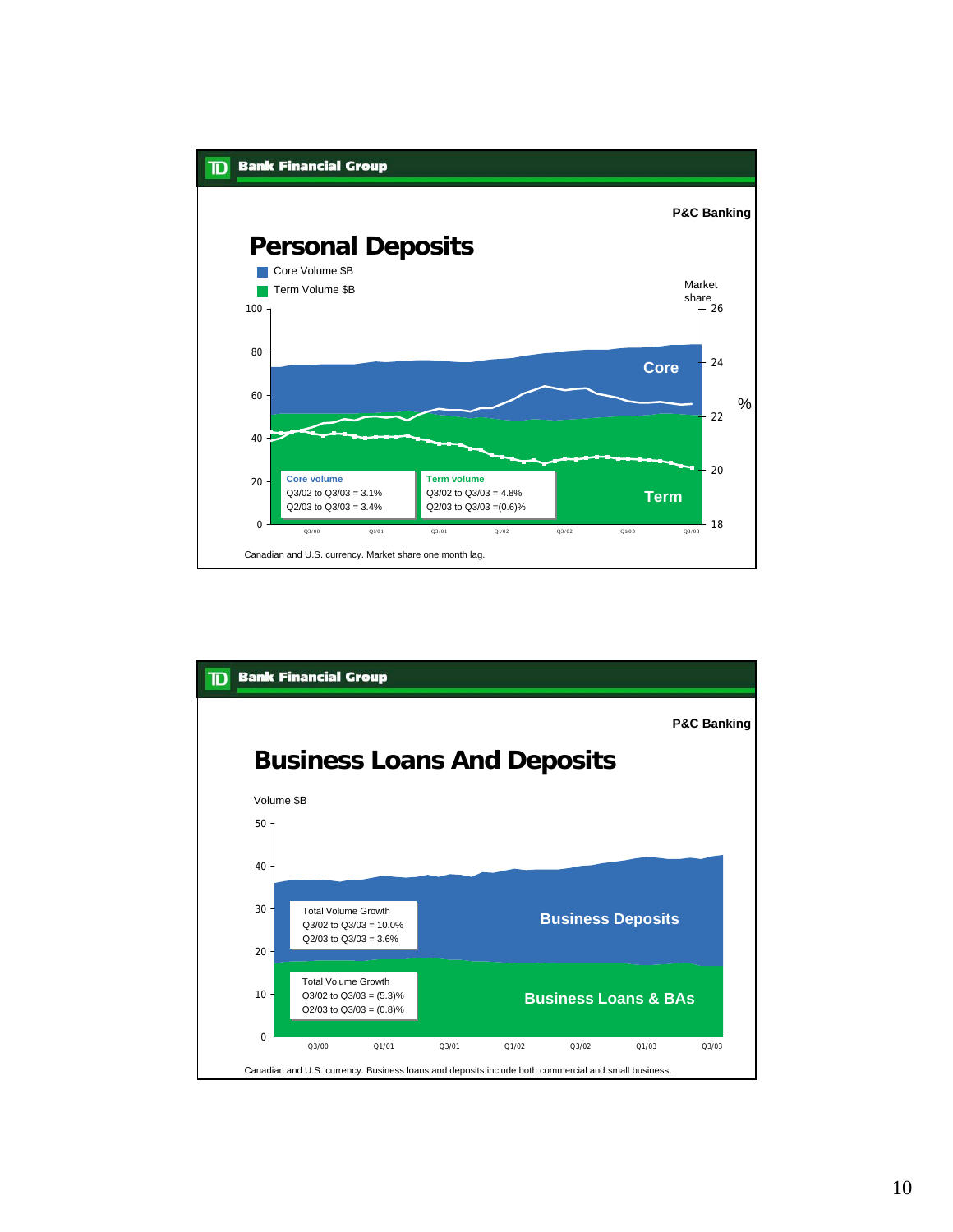**TD Bank Financial Group**

**P&C Banking**

# Personal Deposits

- Core Volume $B
- Term Volume $B

Market share %

Core

Term

**Core volume**
Q3/02 to Q3/03 = 3.1%
Q2/03 to Q3/03 = 3.4%

**Term volume**
Q3/02 to Q3/03 = 4.8%
Q2/03 to Q3/03 =(0.6)%

Canadian and U.S. currency. Market share one month lag.

---

**TD Bank Financial Group**

**P&C Banking**

# Business Loans And Deposits

Volume $B

**Business Deposits**

Total Volume Growth
Q3/02 to Q3/03 = 10.0%
Q2/03 to Q3/03 = 3.6%

**Business Loans & BAs**

Total Volume Growth
Q3/02 to Q3/03 = (5.3)%
Q2/03 to Q3/03 = (0.8)%

Canadian and U.S. currency. Business loans and deposits include both commercial and small business.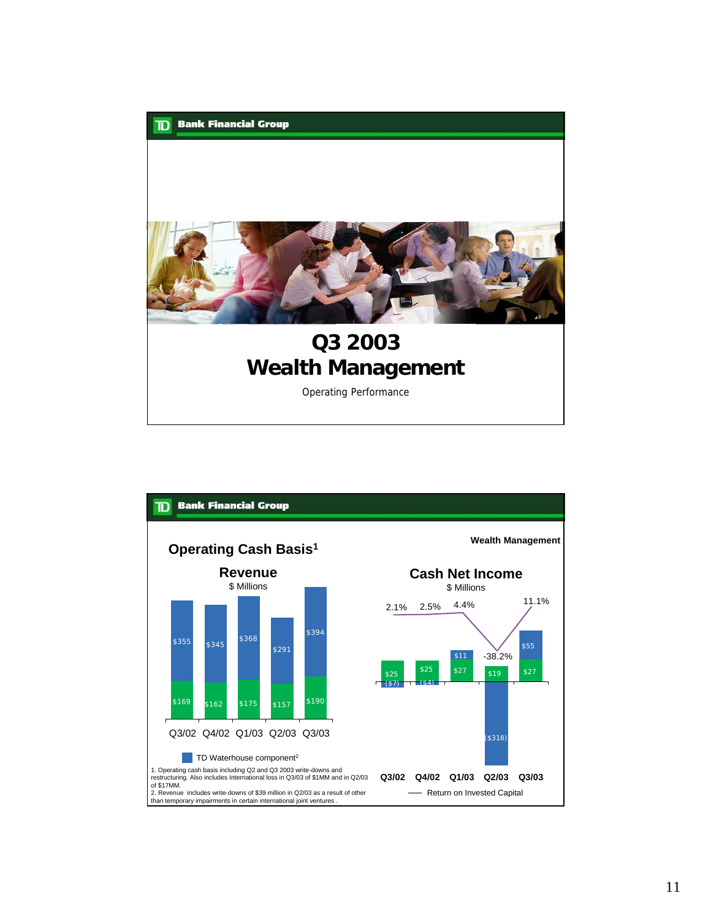# Q3 2003 Wealth Management

Operating Performance

---

Wealth Management

## Operating Cash Basis[1]

### Revenue

$ Millions

| | Q3/02 | Q4/02 | Q1/03 | Q2/03 | Q3/03 |
|---|---|---|---|---|---|
| TD Waterhouse component[2] | $355 | $345 | $368 | $291 | $394 |
| Other | $169 | $162 | $175 | $157 | $190 |

### Cash Net Income

$ Millions

| | Q3/02 | Q4/02 | Q1/03 | Q2/03 | Q3/03 |
|---|---|---|---|---|---|
| TD Waterhouse component | ($7) | ($4) | $11 | ($318) | $55 |
| Other | $25 | $25 | $27 | $19 | $27 |
| Return on Invested Capital | 2.1% | 2.5% | 4.4% | -38.2% | 11.1% |

1. Operating cash basis including Q2 and Q3 2003 write-downs and restructuring. Also includes International loss in Q3/03 of $1MM and in Q2/03 of $17MM.
2. Revenue includes write-downs of $39 million in Q2/03 as a result of other than temporary impairments in certain international joint ventures .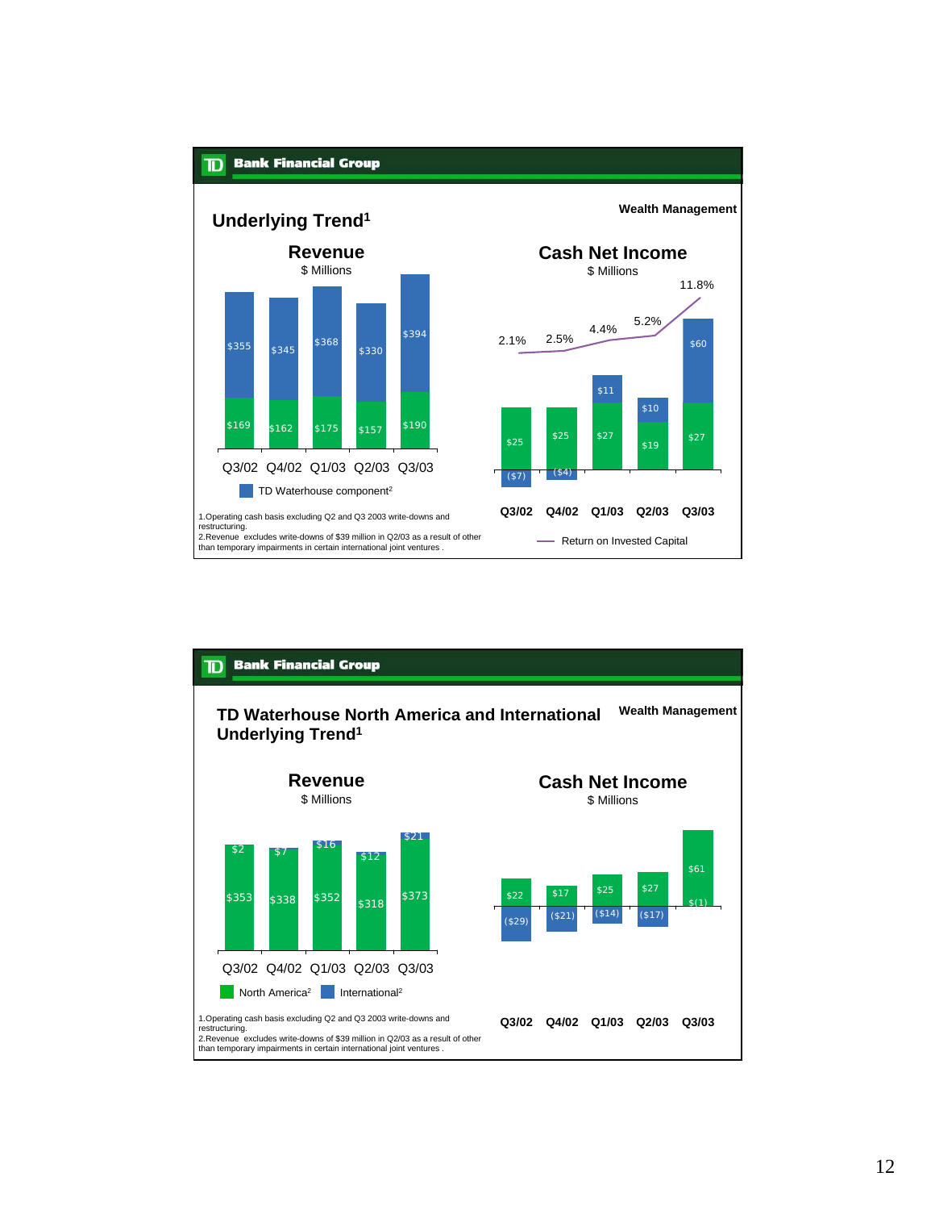**TD Bank Financial Group**

**Wealth Management**

## Underlying Trend[1]

### Revenue

$ Millions

| | Q3/02 | Q4/02 | Q1/03 | Q2/03 | Q3/03 |
|---|---|---|---|---|---|
| TD Waterhouse component[2] | $355 | $345 | $368 | $330 | $394 |
| Other | $169 | $162 | $175 | $157 | $190 |

### Cash Net Income

$ Millions

| | Q3/02 | Q4/02 | Q1/03 | Q2/03 | Q3/03 |
|---|---|---|---|---|---|
| TD Waterhouse component | ($7) | ($4) | $11 | $10 | $60 |
| Other | $25 | $25 | $27 | $19 | $27 |
| Return on Invested Capital | 2.1% | 2.5% | 4.4% | 5.2% | 11.8% |

1.Operating cash basis excluding Q2 and Q3 2003 write-downs and restructuring.
2.Revenue excludes write-downs of $39 million in Q2/03 as a result of other than temporary impairments in certain international joint ventures .

---

**TD Bank Financial Group**

**Wealth Management**

## TD Waterhouse North America and International Underlying Trend[1]

### Revenue

$ Millions

| | Q3/02 | Q4/02 | Q1/03 | Q2/03 | Q3/03 |
|---|---|---|---|---|---|
| North America[2] | $353 | $338 | $352 | $318 | $373 |
| International[2] | $2 | $7 | $16 | $12 | $21 |

### Cash Net Income

$ Millions

| | Q3/02 | Q4/02 | Q1/03 | Q2/03 | Q3/03 |
|---|---|---|---|---|---|
| North America | $22 | $17 | $25 | $27 | $61 |
| International | ($29) | ($21) | ($14) | ($17) | $(1) |

1.Operating cash basis excluding Q2 and Q3 2003 write-downs and restructuring.
2.Revenue excludes write-downs of $39 million in Q2/03 as a result of other than temporary impairments in certain international joint ventures .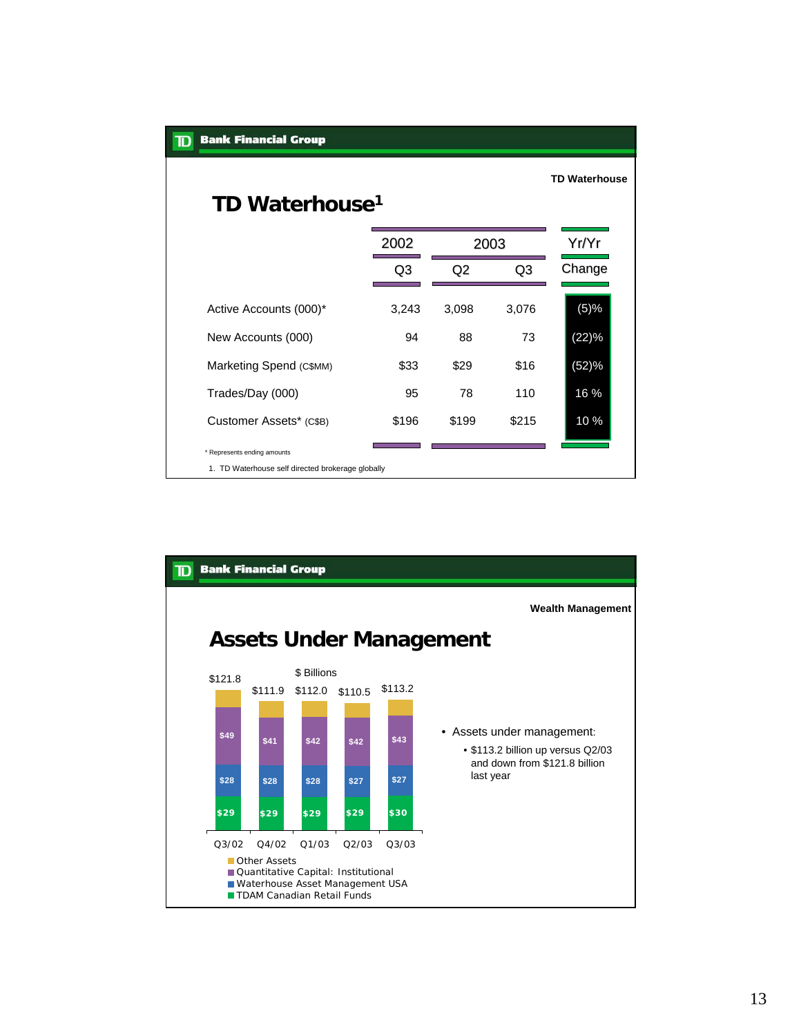## TD Bank Financial Group

**TD Waterhouse**

# TD Waterhouse[1]

| | 2002 | 2003 | | Yr/Yr |
|---|---|---|---|---|
| | Q3 | Q2 | Q3 | Change |
| Active Accounts (000)* | 3,243 | 3,098 | 3,076 | (5)% |
| New Accounts (000) | 94 | 88 | 73 | (22)% |
| Marketing Spend (C$MM) | $33 | $29 | $16 | (52)% |
| Trades/Day (000) | 95 | 78 | 110 | 16 % |
| Customer Assets* (C$B) | $196 | $199 | $215 | 10 % |

\* Represents ending amounts

1. TD Waterhouse self directed brokerage globally

## TD Bank Financial Group

**Wealth Management**

# Assets Under Management

$ Billions

| | Q3/02 | Q4/02 | Q1/03 | Q2/03 | Q3/03 |
|---|---|---|---|---|---|
| Total | $121.8 | $111.9 | $112.0 | $110.5 | $113.2 |
| Quantitative Capital: Institutional | $49 | $41 | $42 | $42 | $43 |
| Waterhouse Asset Management USA | $28 | $28 | $28 | $27 | $27 |
| TDAM Canadian Retail Funds | $29 | $29 | $29 | $29 | $30 |

- Other Assets
- Quantitative Capital: Institutional
- Waterhouse Asset Management USA
- TDAM Canadian Retail Funds

- Assets under management:
  - $113.2 billion up versus Q2/03 and down from $121.8 billion last year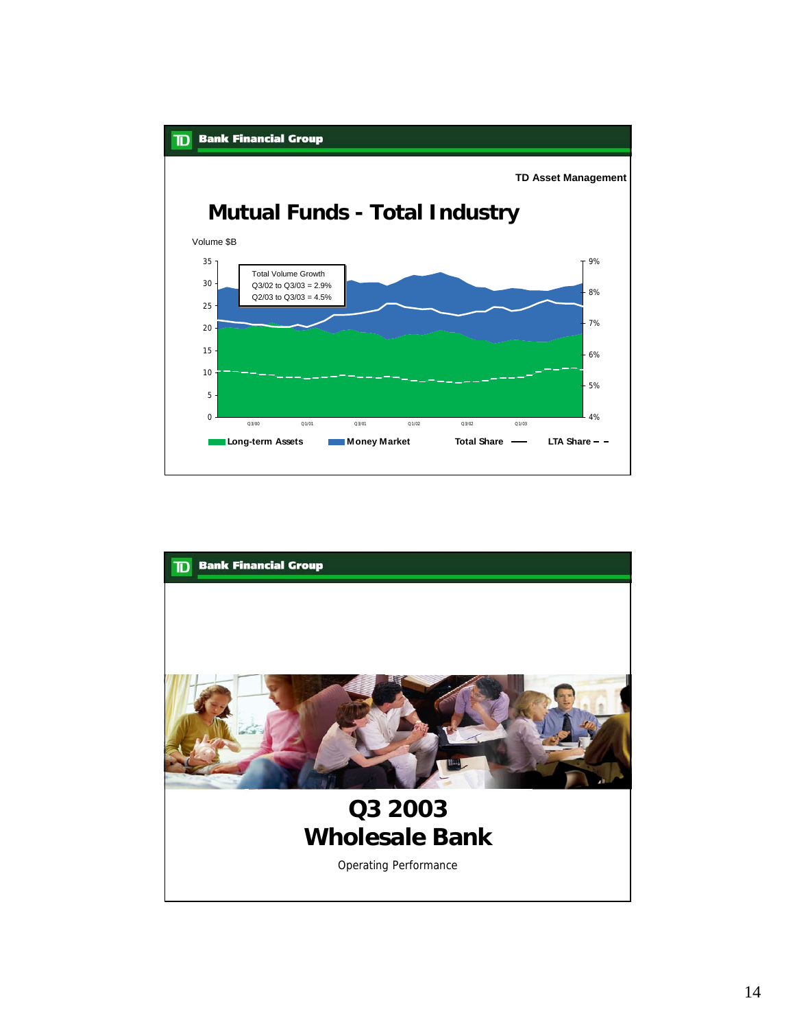TD Asset Management

# Mutual Funds - Total Industry

Volume $B

Total Volume Growth
Q3/02 to Q3/03 = 2.9%
Q2/03 to Q3/03 = 4.5%

Long-term Assets | Money Market | Total Share | LTA Share

---

# Q3 2003
# Wholesale Bank

Operating Performance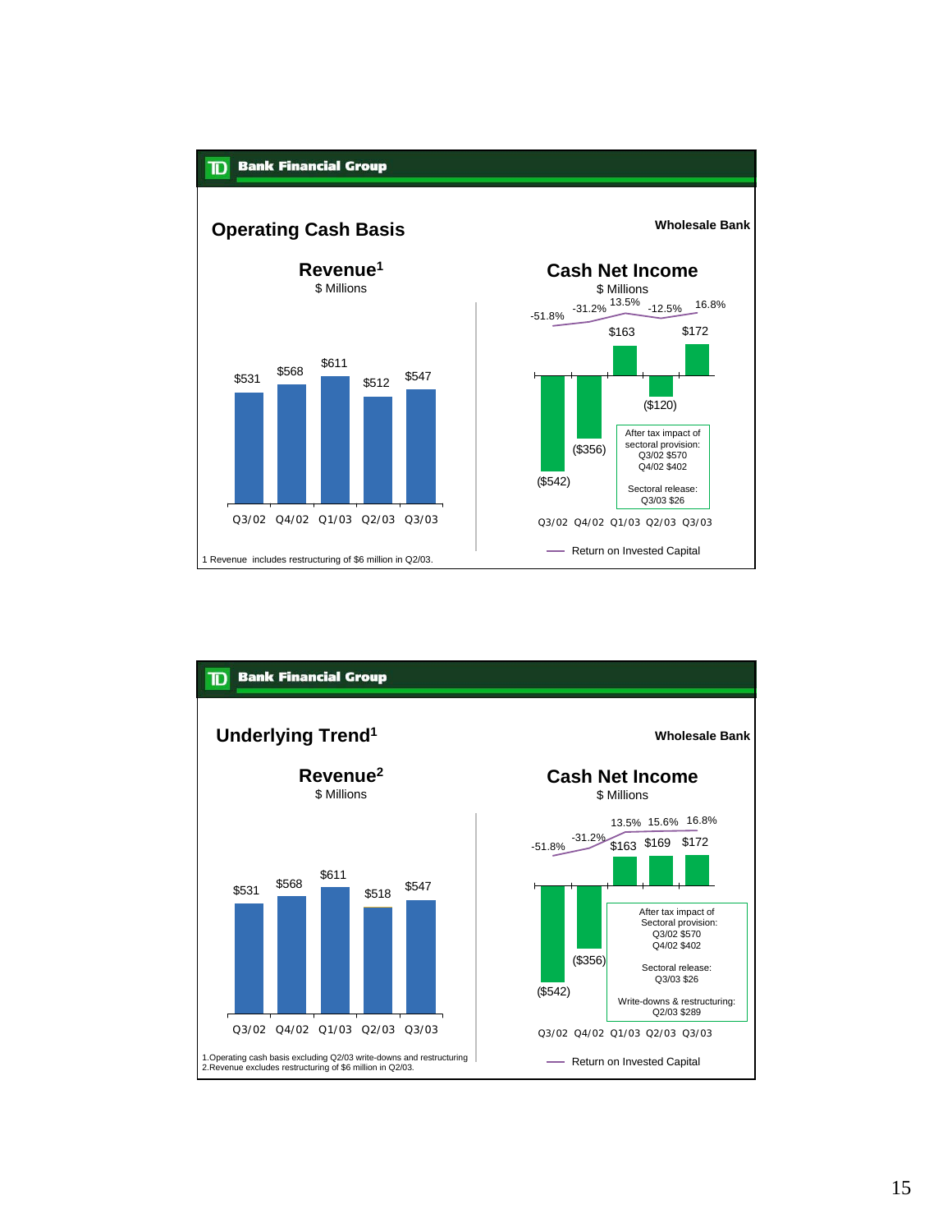## Operating Cash Basis

**Wholesale Bank**

### Revenue[1]

$ Millions

| Quarter | Revenue |
|---|---|
| Q3/02 | $531 |
| Q4/02 | $568 |
| Q1/03 | $611 |
| Q2/03 | $512 |
| Q3/03 | $547 |

### Cash Net Income

$ Millions

| Quarter | Cash Net Income | Return on Invested Capital |
|---|---|---|
| Q3/02 | ($542) | -51.8% |
| Q4/02 | ($356) | -31.2% |
| Q1/03 | $163 | 13.5% |
| Q2/03 | ($120) | -12.5% |
| Q3/03 | $172 | 16.8% |

After tax impact of sectoral provision:
Q3/02 $570
Q4/02 $402

Sectoral release:
Q3/03 $26

— Return on Invested Capital

1 Revenue includes restructuring of $6 million in Q2/03.

## Underlying Trend[1]

**Wholesale Bank**

### Revenue[2]

$ Millions

| Quarter | Revenue |
|---|---|
| Q3/02 | $531 |
| Q4/02 | $568 |
| Q1/03 | $611 |
| Q2/03 | $518 |
| Q3/03 | $547 |

### Cash Net Income

$ Millions

| Quarter | Cash Net Income | Return on Invested Capital |
|---|---|---|
| Q3/02 | ($542) | -51.8% |
| Q4/02 | ($356) | -31.2% |
| Q1/03 | $163 | 13.5% |
| Q2/03 | $169 | 15.6% |
| Q3/03 | $172 | 16.8% |

After tax impact of Sectoral provision:
Q3/02 $570
Q4/02 $402

Sectoral release:
Q3/03 $26

Write-downs & restructuring:
Q2/03 $289

— Return on Invested Capital

1. Operating cash basis excluding Q2/03 write-downs and restructuring
2. Revenue excludes restructuring of $6 million in Q2/03.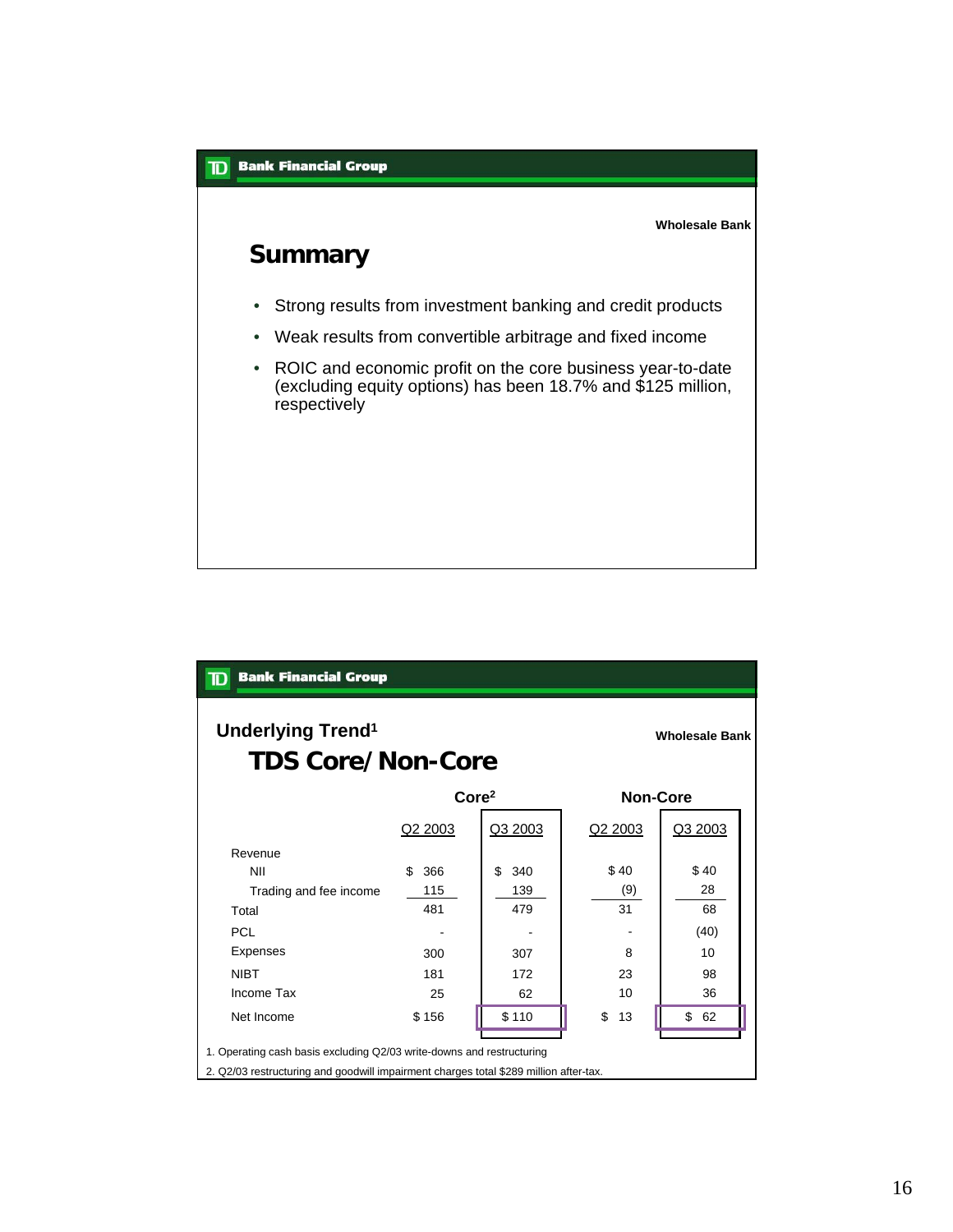Wholesale Bank

## Summary

- Strong results from investment banking and credit products
- Weak results from convertible arbitrage and fixed income
- ROIC and economic profit on the core business year-to-date (excluding equity options) has been 18.7% and $125 million, respectively

Wholesale Bank

## Underlying Trend[1]

### TDS Core/Non-Core

| | Core[2] | | Non-Core | |
|---|---|---|---|---|
| | Q2 2003 | Q3 2003 | Q2 2003 | Q3 2003 |
| Revenue | | | | |
| NII | $ 366 | $ 340 | $ 40 | $ 40 |
| Trading and fee income | 115 | 139 | (9) | 28 |
| Total | 481 | 479 | 31 | 68 |
| PCL | - | - | - | (40) |
| Expenses | 300 | 307 | 8 | 10 |
| NIBT | 181 | 172 | 23 | 98 |
| Income Tax | 25 | 62 | 10 | 36 |
| Net Income | $ 156 | $ 110 | $ 13 | $ 62 |

1. Operating cash basis excluding Q2/03 write-downs and restructuring

2. Q2/03 restructuring and goodwill impairment charges total $289 million after-tax.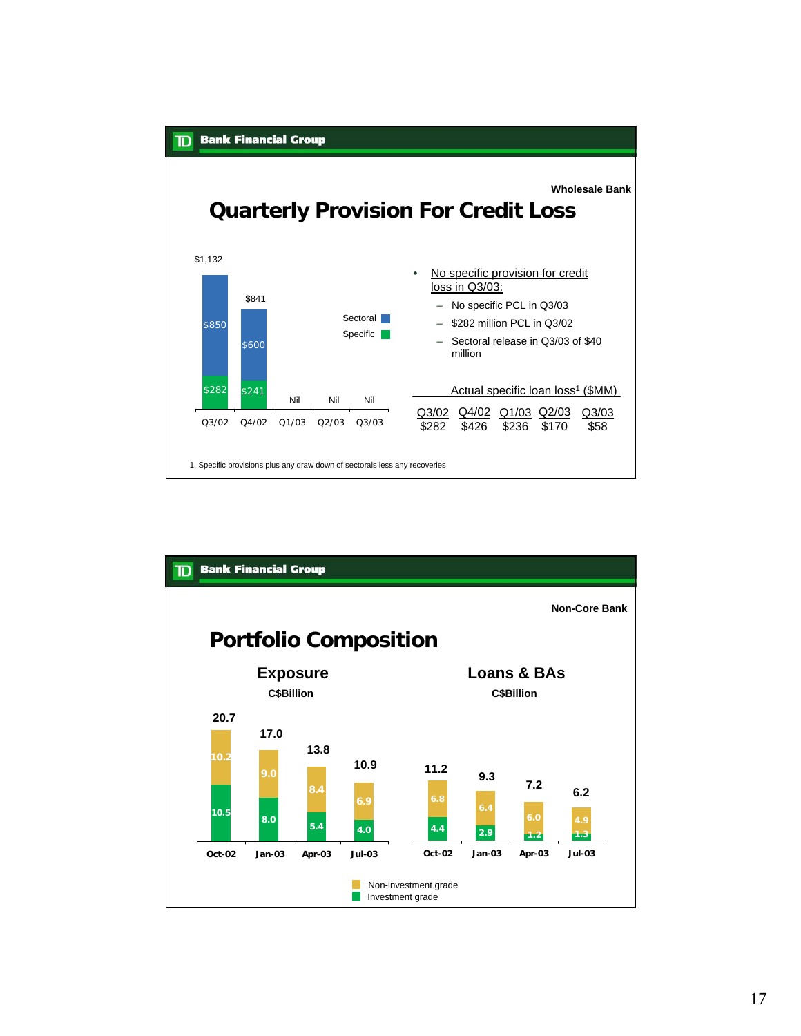Wholesale Bank

# Quarterly Provision For Credit Loss

| | Q3/02 | Q4/02 | Q1/03 | Q2/03 | Q3/03 |
|---|---|---|---|---|---|
| Sectoral | $850 | $600 | | | |
| Specific | $282 | $241 | Nil | Nil | Nil |
| Total | $1,132 | $841 | | | |

- No specific provision for credit loss in Q3/03:
  - No specific PCL in Q3/03
  - $282 million PCL in Q3/02
  - Sectoral release in Q3/03 of $40 million

Actual specific loan loss[1] ($MM)

| Q3/02 | Q4/02 | Q1/03 | Q2/03 | Q3/03 |
|---|---|---|---|---|
| $282 | $426 | $236 | $170 | $58 |

1. Specific provisions plus any draw down of sectorals less any recoveries

Non-Core Bank

# Portfolio Composition

## Exposure

C$Billion

| | Oct-02 | Jan-03 | Apr-03 | Jul-03 |
|---|---|---|---|---|
| Non-investment grade | 10.2 | 9.0 | 8.4 | 6.9 |
| Investment grade | 10.5 | 8.0 | 5.4 | 4.0 |
| Total | 20.7 | 17.0 | 13.8 | 10.9 |

## Loans & BAs

C$Billion

| | Oct-02 | Jan-03 | Apr-03 | Jul-03 |
|---|---|---|---|---|
| Non-investment grade | 6.8 | 6.4 | 6.0 | 4.9 |
| Investment grade | 4.4 | 2.9 | 1.2 | 1.3 |
| Total | 11.2 | 9.3 | 7.2 | 6.2 |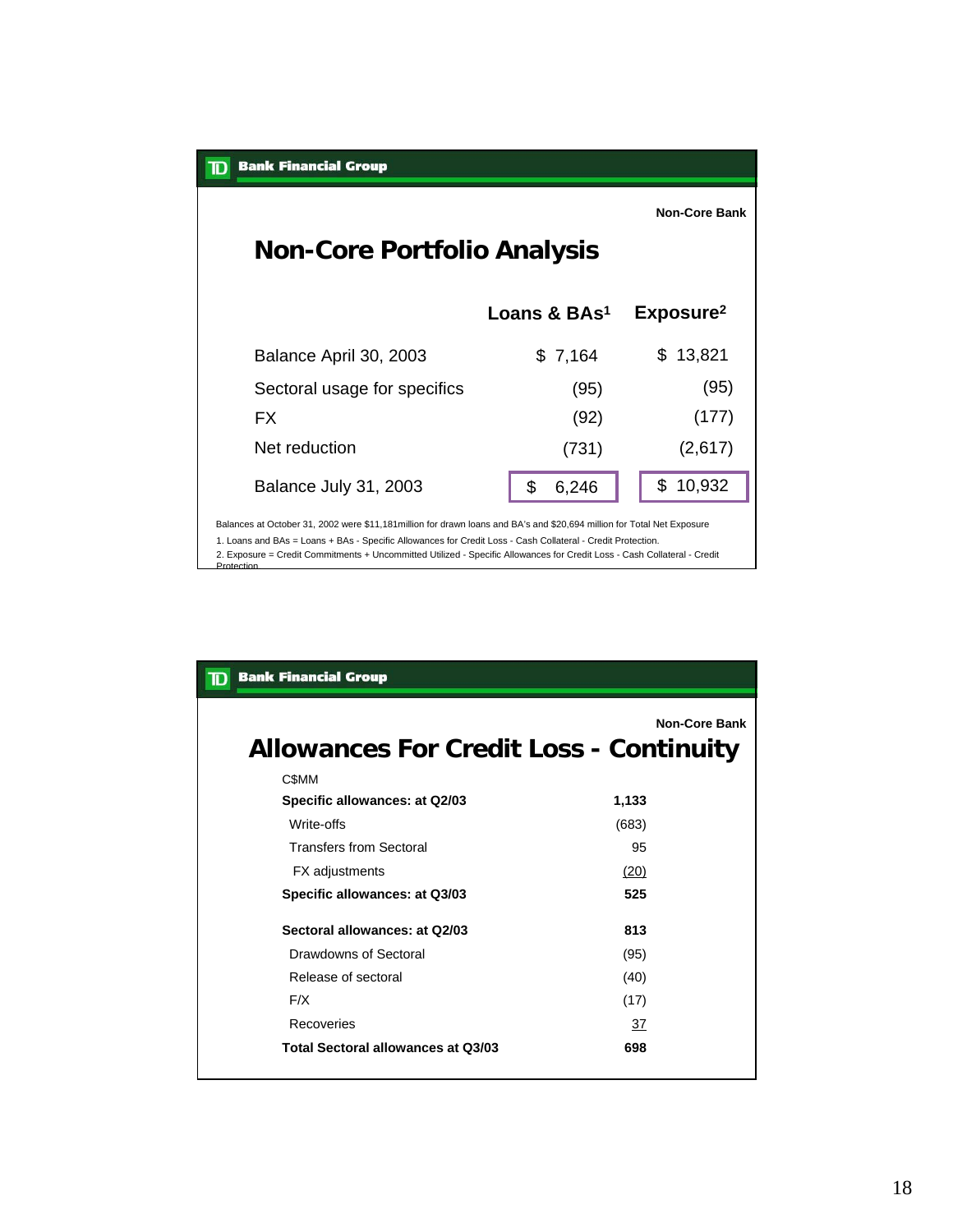Non-Core Bank

## Non-Core Portfolio Analysis

| | Loans & BAs[1] | Exposure[2] |
|---|---|---|
| Balance April 30, 2003 | $ 7,164 | $ 13,821 |
| Sectoral usage for specifics | (95) | (95) |
| FX | (92) | (177) |
| Net reduction | (731) | (2,617) |
| Balance July 31, 2003 | $ 6,246 | $ 10,932 |

Balances at October 31, 2002 were $11,181million for drawn loans and BA's and $20,694 million for Total Net Exposure

1. Loans and BAs = Loans + BAs - Specific Allowances for Credit Loss - Cash Collateral - Credit Protection.
2. Exposure = Credit Commitments + Uncommitted Utilized - Specific Allowances for Credit Loss - Cash Collateral - Credit Protection

Non-Core Bank

## Allowances For Credit Loss - Continuity

| C$MM | |
|---|---|
| **Specific allowances: at Q2/03** | **1,133** |
| Write-offs | (683) |
| Transfers from Sectoral | 95 |
| FX adjustments | (20) |
| **Specific allowances: at Q3/03** | **525** |
| | |
| **Sectoral allowances: at Q2/03** | **813** |
| Drawdowns of Sectoral | (95) |
| Release of sectoral | (40) |
| F/X | (17) |
| Recoveries | 37 |
| **Total Sectoral allowances at Q3/03** | **698** |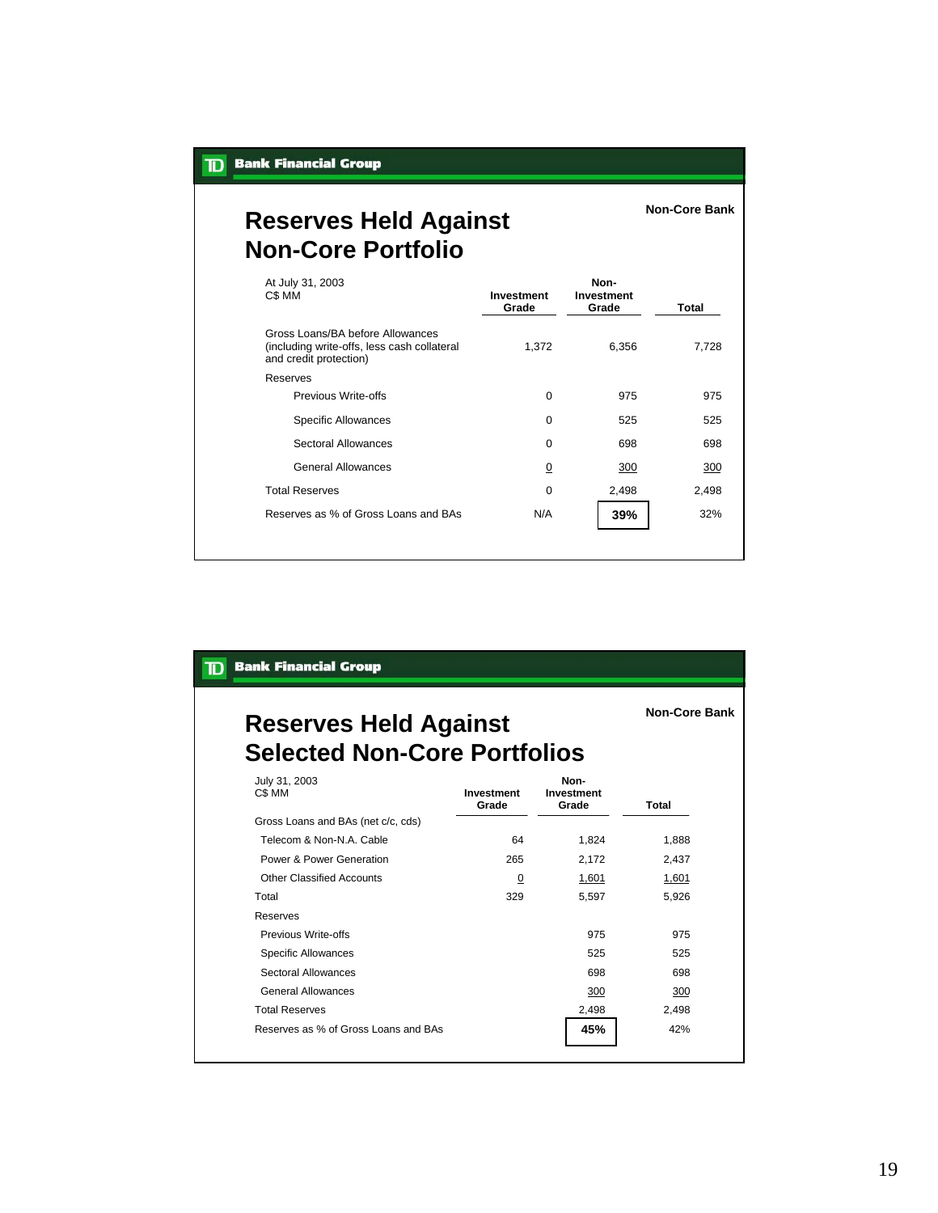**Bank Financial Group**

## Reserves Held Against Non-Core Portfolio

**Non-Core Bank**

| At July 31, 2003<br>C$ MM | Investment Grade | Non-Investment Grade | Total |
|---|---|---|---|
| Gross Loans/BA before Allowances (including write-offs, less cash collateral and credit protection) | 1,372 | 6,356 | 7,728 |
| Reserves | | | |
| Previous Write-offs | 0 | 975 | 975 |
| Specific Allowances | 0 | 525 | 525 |
| Sectoral Allowances | 0 | 698 | 698 |
| General Allowances | 0 | 300 | 300 |
| Total Reserves | 0 | 2,498 | 2,498 |
| Reserves as % of Gross Loans and BAs | N/A | **39%** | 32% |

**Bank Financial Group**

## Reserves Held Against Selected Non-Core Portfolios

**Non-Core Bank**

| July 31, 2003<br>C$ MM | Investment Grade | Non-Investment Grade | Total |
|---|---|---|---|
| Gross Loans and BAs (net c/c, cds) | | | |
| Telecom & Non-N.A. Cable | 64 | 1,824 | 1,888 |
| Power & Power Generation | 265 | 2,172 | 2,437 |
| Other Classified Accounts | 0 | 1,601 | 1,601 |
| Total | 329 | 5,597 | 5,926 |
| Reserves | | | |
| Previous Write-offs | | 975 | 975 |
| Specific Allowances | | 525 | 525 |
| Sectoral Allowances | | 698 | 698 |
| General Allowances | | 300 | 300 |
| Total Reserves | | 2,498 | 2,498 |
| Reserves as % of Gross Loans and BAs | | **45%** | 42% |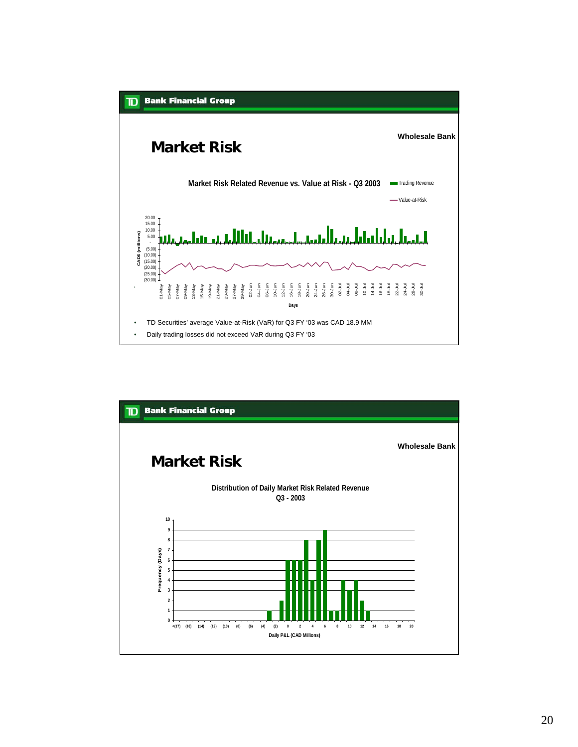**Wholesale Bank**

# Market Risk

**Market Risk Related Revenue vs. Value at Risk - Q3 2003**

- TD Securities' average Value-at-Risk (VaR) for Q3 FY '03 was CAD 18.9 MM
- Daily trading losses did not exceed VaR during Q3 FY '03

**Wholesale Bank**

# Market Risk

**Distribution of Daily Market Risk Related Revenue Q3 - 2003**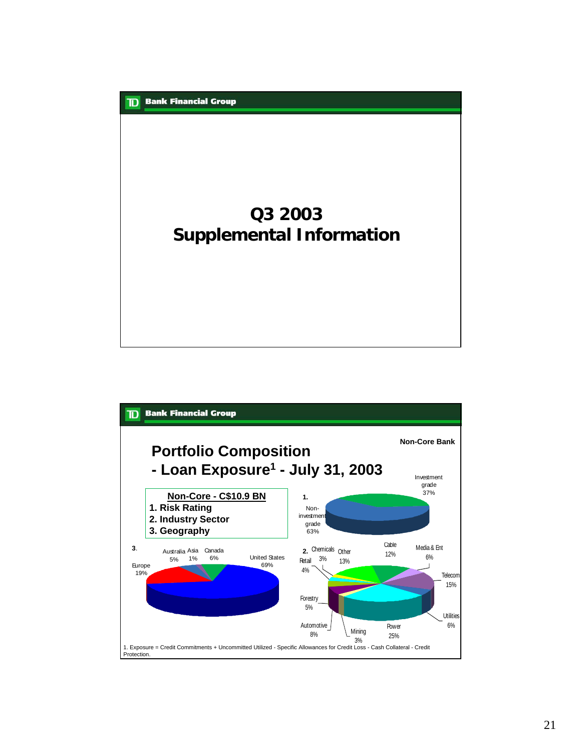**TD Bank Financial Group**

# Q3 2003
# Supplemental Information

---

**TD Bank Financial Group**

**Non-Core Bank**

## Portfolio Composition
## - Loan Exposure[1] - July 31, 2003

**Non-Core - C$10.9 BN**

1. Risk Rating
2. Industry Sector
3. Geography

**1.**

| Risk Rating | % |
|---|---|
| Investment grade | 37% |
| Non-investment grade | 63% |

**2.**

| Industry Sector | % |
|---|---|
| Cable | 12% |
| Media & Ent | 6% |
| Telecom | 15% |
| Utilities | 6% |
| Power | 25% |
| Mining | 3% |
| Automotive | 8% |
| Forestry | 5% |
| Retail | 4% |
| Chemicals | 3% |
| Other | 13% |

**3.**

| Geography | % |
|---|---|
| United States | 69% |
| Europe | 19% |
| Australia | 5% |
| Asia | 1% |
| Canada | 6% |

1. Exposure = Credit Commitments + Uncommitted Utilized - Specific Allowances for Credit Loss - Cash Collateral - Credit Protection.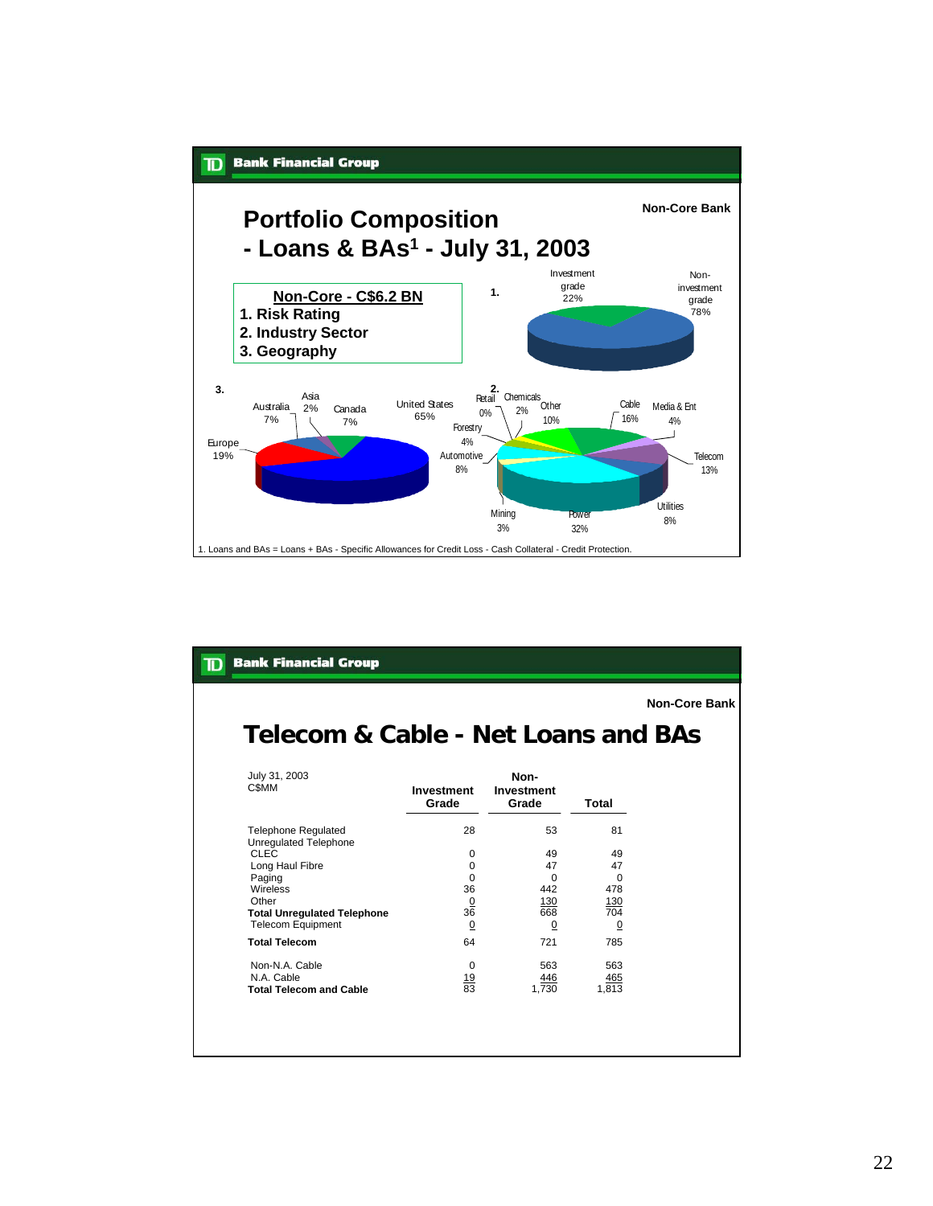**TD Bank Financial Group**

Non-Core Bank

# Portfolio Composition - Loans & BAs[1] - July 31, 2003

**Non-Core - C$6.2 BN**

1. Risk Rating
2. Industry Sector
3. Geography

**1.** Investment grade 22%; Non-investment grade 78%

**2.** Retail 0%; Chemicals 2%; Other 10%; Cable 16%; Media & Ent 4%; Telecom 13%; Utilities 8%; Power 32%; Mining 3%; Automotive 8%; Forestry 4%

**3.** Asia 2%; Australia 7%; Canada 7%; United States 65%; Europe 19%

1. Loans and BAs = Loans + BAs - Specific Allowances for Credit Loss - Cash Collateral - Credit Protection.

---

**TD Bank Financial Group**

Non-Core Bank

# Telecom & Cable - Net Loans and BAs

| July 31, 2003 C$MM | Investment Grade | Non-Investment Grade | Total |
|---|---|---|---|
| Telephone Regulated | 28 | 53 | 81 |
| Unregulated Telephone | | | |
| CLEC | 0 | 49 | 49 |
| Long Haul Fibre | 0 | 47 | 47 |
| Paging | 0 | 0 | 0 |
| Wireless | 36 | 442 | 478 |
| Other | 0 | 130 | 130 |
| **Total Unregulated Telephone** | 36 | 668 | 704 |
| Telecom Equipment | 0 | 0 | 0 |
| **Total Telecom** | 64 | 721 | 785 |
| Non-N.A. Cable | 0 | 563 | 563 |
| N.A. Cable | 19 | 446 | 465 |
| **Total Telecom and Cable** | 83 | 1,730 | 1,813 |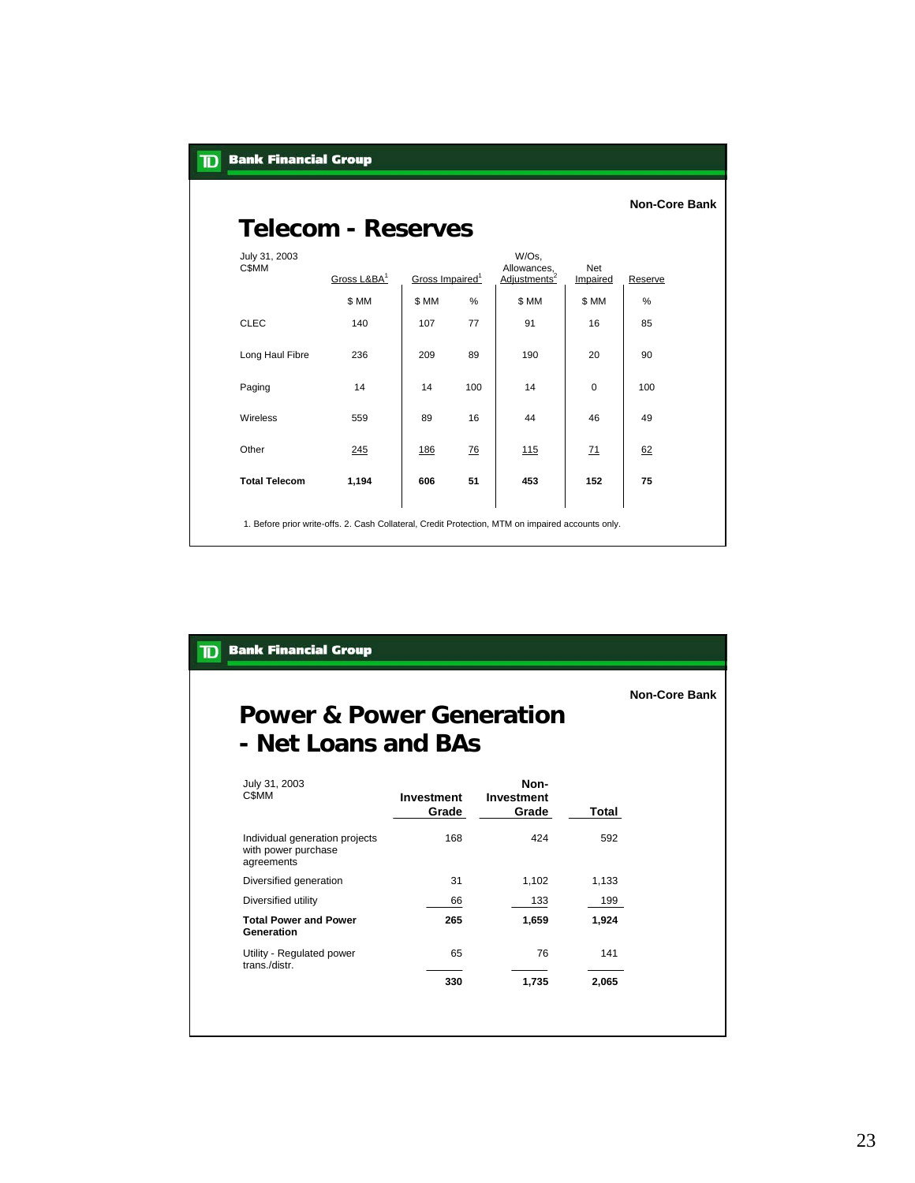Non-Core Bank

# Telecom - Reserves

July 31, 2003
C$MM

| | Gross L&BA[1] | Gross Impaired[1] | | W/Os, Allowances, Adjustments[2] | Net Impaired | Reserve |
|---|---|---|---|---|---|---|
| | $ MM | $ MM | % | $ MM | $ MM | % |
| CLEC | 140 | 107 | 77 | 91 | 16 | 85 |
| Long Haul Fibre | 236 | 209 | 89 | 190 | 20 | 90 |
| Paging | 14 | 14 | 100 | 14 | 0 | 100 |
| Wireless | 559 | 89 | 16 | 44 | 46 | 49 |
| Other | 245 | 186 | 76 | 115 | 71 | 62 |
| **Total Telecom** | **1,194** | **606** | **51** | **453** | **152** | **75** |

1. Before prior write-offs. 2. Cash Collateral, Credit Protection, MTM on impaired accounts only.

Non-Core Bank

# Power & Power Generation - Net Loans and BAs

July 31, 2003
C$MM

| | Investment Grade | Non-Investment Grade | Total |
|---|---|---|---|
| Individual generation projects with power purchase agreements | 168 | 424 | 592 |
| Diversified generation | 31 | 1,102 | 1,133 |
| Diversified utility | 66 | 133 | 199 |
| **Total Power and Power Generation** | **265** | **1,659** | **1,924** |
| Utility - Regulated power trans./distr. | 65 | 76 | 141 |
| | **330** | **1,735** | **2,065** |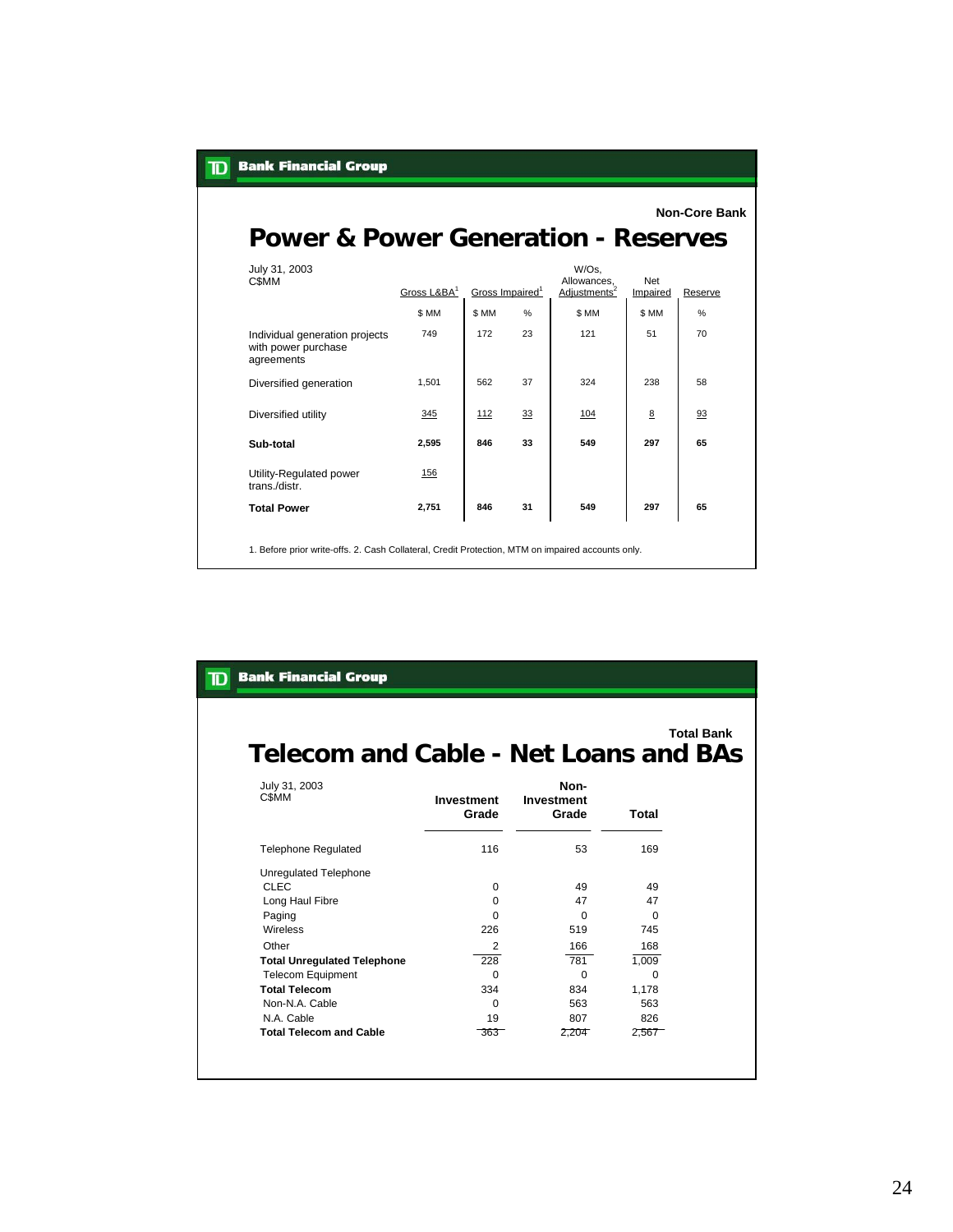TD Bank Financial Group

Non-Core Bank

# Power & Power Generation - Reserves

July 31, 2003
C$MM

| | Gross L&BA[1] | Gross Impaired[1] | | W/Os, Allowances, Adjustments[2] | Net Impaired | Reserve |
|---|---|---|---|---|---|---|
| | $ MM | $ MM | % | $ MM | $ MM | % |
| Individual generation projects with power purchase agreements | 749 | 172 | 23 | 121 | 51 | 70 |
| Diversified generation | 1,501 | 562 | 37 | 324 | 238 | 58 |
| Diversified utility | 345 | 112 | 33 | 104 | 8 | 93 |
| **Sub-total** | **2,595** | **846** | **33** | **549** | **297** | **65** |
| Utility-Regulated power trans./distr. | 156 | | | | | |
| **Total Power** | **2,751** | **846** | **31** | **549** | **297** | **65** |

1. Before prior write-offs. 2. Cash Collateral, Credit Protection, MTM on impaired accounts only.

TD Bank Financial Group

Total Bank

# Telecom and Cable - Net Loans and BAs

July 31, 2003
C$MM

| | Investment Grade | Non-Investment Grade | Total |
|---|---|---|---|
| Telephone Regulated | 116 | 53 | 169 |
| Unregulated Telephone | | | |
| CLEC | 0 | 49 | 49 |
| Long Haul Fibre | 0 | 47 | 47 |
| Paging | 0 | 0 | 0 |
| Wireless | 226 | 519 | 745 |
| Other | 2 | 166 | 168 |
| **Total Unregulated Telephone** | 228 | 781 | 1,009 |
| Telecom Equipment | 0 | 0 | 0 |
| **Total Telecom** | 334 | 834 | 1,178 |
| Non-N.A. Cable | 0 | 563 | 563 |
| N.A. Cable | 19 | 807 | 826 |
| **Total Telecom and Cable** | 363 | 2,204 | 2,567 |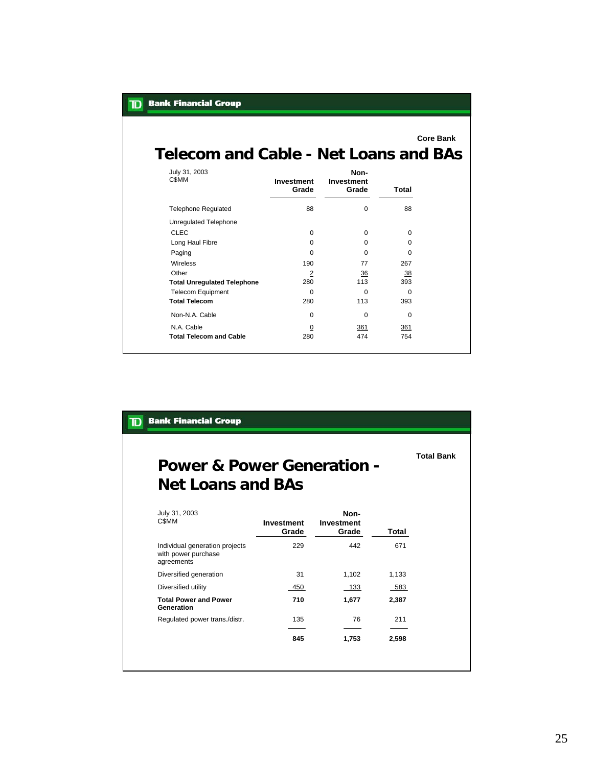TD Bank Financial Group

Core Bank

## Telecom and Cable - Net Loans and BAs

| July 31, 2003<br>C$MM | Investment Grade | Non-Investment Grade | Total |
|---|---|---|---|
| Telephone Regulated | 88 | 0 | 88 |
| Unregulated Telephone | | | |
| CLEC | 0 | 0 | 0 |
| Long Haul Fibre | 0 | 0 | 0 |
| Paging | 0 | 0 | 0 |
| Wireless | 190 | 77 | 267 |
| Other | 2 | 36 | 38 |
| **Total Unregulated Telephone** | 280 | 113 | 393 |
| Telecom Equipment | 0 | 0 | 0 |
| **Total Telecom** | 280 | 113 | 393 |
| Non-N.A. Cable | 0 | 0 | 0 |
| N.A. Cable | 0 | 361 | 361 |
| **Total Telecom and Cable** | 280 | 474 | 754 |

TD Bank Financial Group

Total Bank

## Power & Power Generation - Net Loans and BAs

| July 31, 2003<br>C$MM | Investment Grade | Non-Investment Grade | Total |
|---|---|---|---|
| Individual generation projects with power purchase agreements | 229 | 442 | 671 |
| Diversified generation | 31 | 1,102 | 1,133 |
| Diversified utility | 450 | 133 | 583 |
| **Total Power and Power Generation** | **710** | **1,677** | **2,387** |
| Regulated power trans./distr. | 135 | 76 | 211 |
| | **845** | **1,753** | **2,598** |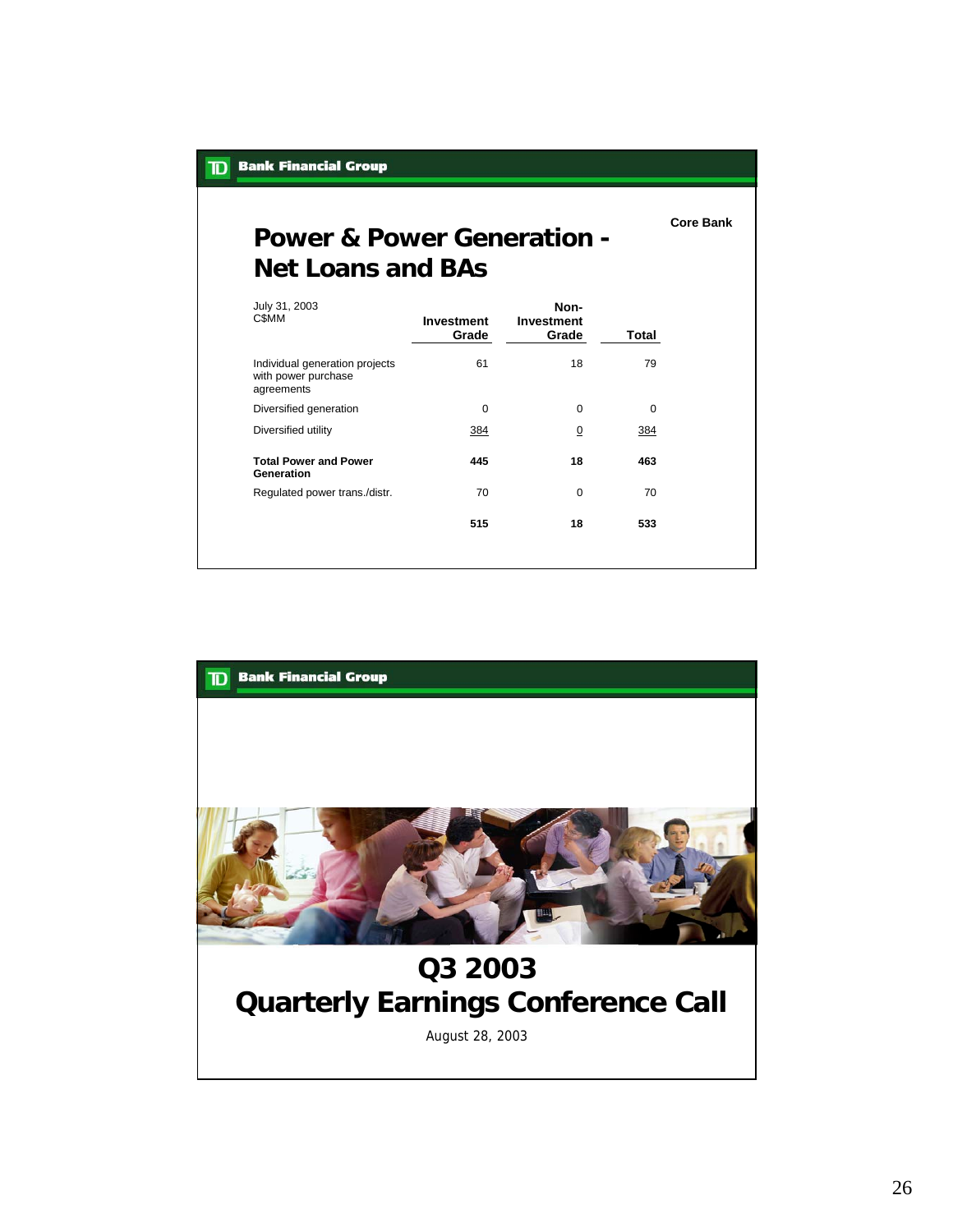TD Bank Financial Group

Core Bank

## Power & Power Generation - Net Loans and BAs

| July 31, 2003 C$MM | Investment Grade | Non-Investment Grade | Total |
|---|---|---|---|
| Individual generation projects with power purchase agreements | 61 | 18 | 79 |
| Diversified generation | 0 | 0 | 0 |
| Diversified utility | 384 | 0 | 384 |
| **Total Power and Power Generation** | **445** | **18** | **463** |
| Regulated power trans./distr. | 70 | 0 | 70 |
| | **515** | **18** | **533** |

TD Bank Financial Group

# Q3 2003 Quarterly Earnings Conference Call

August 28, 2003